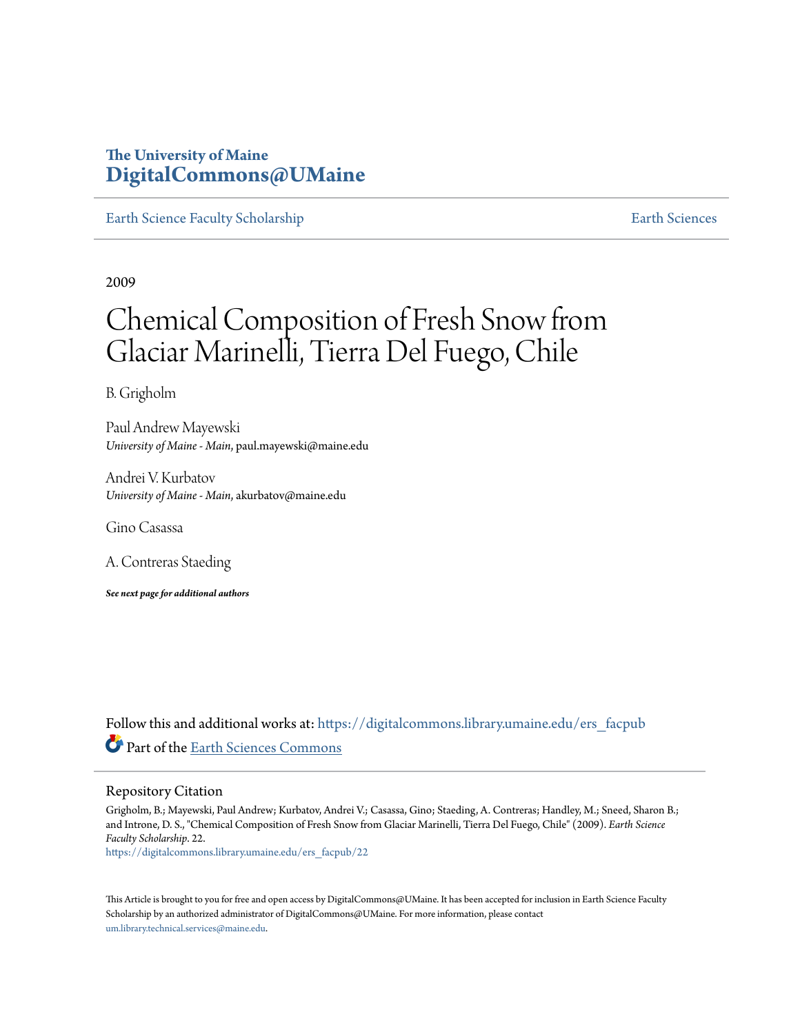The University of Maine
**DigitalCommons@UMaine**

Earth Science Faculty Scholarship | Earth Sciences

2009

# Chemical Composition of Fresh Snow from Glaciar Marinelli, Tierra Del Fuego, Chile

B. Grigholm

Paul Andrew Mayewski
*University of Maine - Main*, paul.mayewski@maine.edu

Andrei V. Kurbatov
*University of Maine - Main*, akurbatov@maine.edu

Gino Casassa

A. Contreras Staeding

***See next page for additional authors***

Follow this and additional works at: https://digitalcommons.library.umaine.edu/ers_facpub

Part of the Earth Sciences Commons

## Repository Citation

Grigholm, B.; Mayewski, Paul Andrew; Kurbatov, Andrei V.; Casassa, Gino; Staeding, A. Contreras; Handley, M.; Sneed, Sharon B.; and Introne, D. S., "Chemical Composition of Fresh Snow from Glaciar Marinelli, Tierra Del Fuego, Chile" (2009). *Earth Science Faculty Scholarship*. 22.
https://digitalcommons.library.umaine.edu/ers_facpub/22

This Article is brought to you for free and open access by DigitalCommons@UMaine. It has been accepted for inclusion in Earth Science Faculty Scholarship by an authorized administrator of DigitalCommons@UMaine. For more information, please contact um.library.technical.services@maine.edu.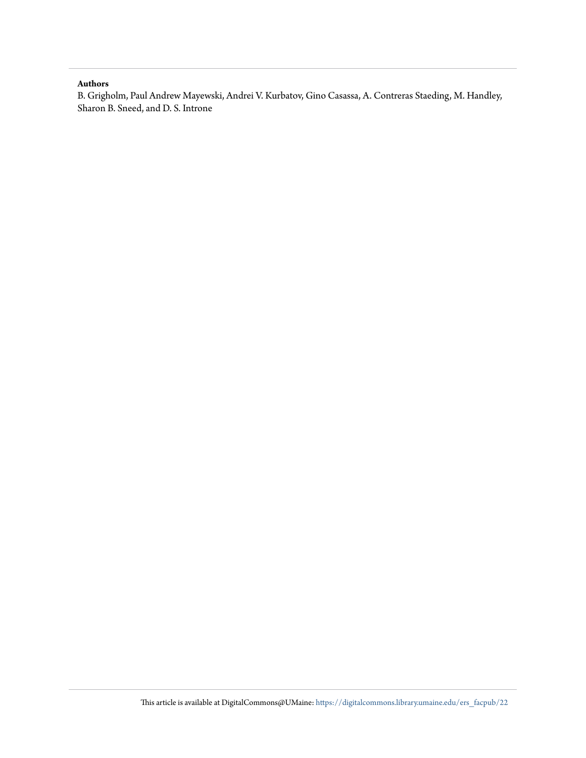**Authors**

B. Grigholm, Paul Andrew Mayewski, Andrei V. Kurbatov, Gino Casassa, A. Contreras Staeding, M. Handley, Sharon B. Sneed, and D. S. Introne

This article is available at DigitalCommons@UMaine: https://digitalcommons.library.umaine.edu/ers_facpub/22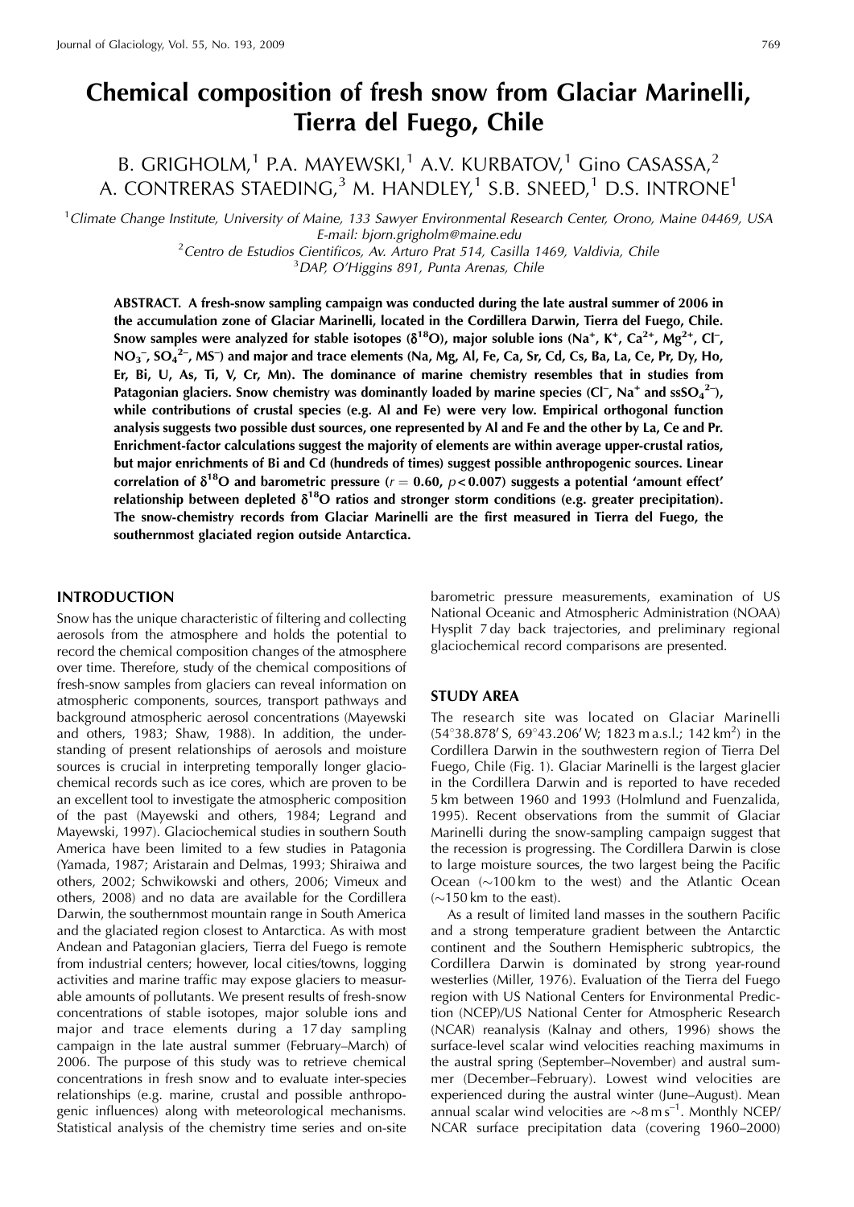# Chemical composition of fresh snow from Glaciar Marinelli, Tierra del Fuego, Chile

B. GRIGHOLM,[1] P.A. MAYEWSKI,[1] A.V. KURBATOV,[1] Gino CASASSA,[2] A. CONTRERAS STAEDING,[3] M. HANDLEY,[1] S.B. SNEED,[1] D.S. INTRONE[1]

[1]Climate Change Institute, University of Maine, 133 Sawyer Environmental Research Center, Orono, Maine 04469, USA
E-mail: bjorn.grigholm@maine.edu
[2]Centro de Estudios Científicos, Av. Arturo Prat 514, Casilla 1469, Valdivia, Chile
[3]DAP, O'Higgins 891, Punta Arenas, Chile

**ABSTRACT. A fresh-snow sampling campaign was conducted during the late austral summer of 2006 in the accumulation zone of Glaciar Marinelli, located in the Cordillera Darwin, Tierra del Fuego, Chile. Snow samples were analyzed for stable isotopes ($\delta^{18}O$), major soluble ions ($Na^+$, $K^+$, $Ca^{2+}$, $Mg^{2+}$, $Cl^-$, $NO_3^-$, $SO_4^{2-}$, $MS^-$) and major and trace elements (Na, Mg, Al, Fe, Ca, Sr, Cd, Cs, Ba, La, Ce, Pr, Dy, Ho, Er, Bi, U, As, Ti, V, Cr, Mn). The dominance of marine chemistry resembles that in studies from Patagonian glaciers. Snow chemistry was dominantly loaded by marine species ($Cl^-$, $Na^+$ and $ssSO_4^{2-}$), while contributions of crustal species (e.g. Al and Fe) were very low. Empirical orthogonal function analysis suggests two possible dust sources, one represented by Al and Fe and the other by La, Ce and Pr. Enrichment-factor calculations suggest the majority of elements are within average upper-crustal ratios, but major enrichments of Bi and Cd (hundreds of times) suggest possible anthropogenic sources. Linear correlation of $\delta^{18}O$ and barometric pressure ($r = 0.60$, $p < 0.007$) suggests a potential 'amount effect' relationship between depleted $\delta^{18}O$ ratios and stronger storm conditions (e.g. greater precipitation). The snow-chemistry records from Glaciar Marinelli are the first measured in Tierra del Fuego, the southernmost glaciated region outside Antarctica.**

## INTRODUCTION

Snow has the unique characteristic of filtering and collecting aerosols from the atmosphere and holds the potential to record the chemical composition changes of the atmosphere over time. Therefore, study of the chemical compositions of fresh-snow samples from glaciers can reveal information on atmospheric components, sources, transport pathways and background atmospheric aerosol concentrations (Mayewski and others, 1983; Shaw, 1988). In addition, the understanding of present relationships of aerosols and moisture sources is crucial in interpreting temporally longer glaciochemical records such as ice cores, which are proven to be an excellent tool to investigate the atmospheric composition of the past (Mayewski and others, 1984; Legrand and Mayewski, 1997). Glaciochemical studies in southern South America have been limited to a few studies in Patagonia (Yamada, 1987; Aristarain and Delmas, 1993; Shiraiwa and others, 2002; Schwikowski and others, 2006; Vimeux and others, 2008) and no data are available for the Cordillera Darwin, the southernmost mountain range in South America and the glaciated region closest to Antarctica. As with most Andean and Patagonian glaciers, Tierra del Fuego is remote from industrial centers; however, local cities/towns, logging activities and marine traffic may expose glaciers to measurable amounts of pollutants. We present results of fresh-snow concentrations of stable isotopes, major soluble ions and major and trace elements during a 17 day sampling campaign in the late austral summer (February–March) of 2006. The purpose of this study was to retrieve chemical concentrations in fresh snow and to evaluate inter-species relationships (e.g. marine, crustal and possible anthropogenic influences) along with meteorological mechanisms. Statistical analysis of the chemistry time series and on-site barometric pressure measurements, examination of US National Oceanic and Atmospheric Administration (NOAA) Hysplit 7 day back trajectories, and preliminary regional glaciochemical record comparisons are presented.

## STUDY AREA

The research site was located on Glaciar Marinelli (54°38.878′ S, 69°43.206′ W; 1823 m a.s.l.; 142 km²) in the Cordillera Darwin in the southwestern region of Tierra Del Fuego, Chile (Fig. 1). Glaciar Marinelli is the largest glacier in the Cordillera Darwin and is reported to have receded 5 km between 1960 and 1993 (Holmlund and Fuenzalida, 1995). Recent observations from the summit of Glaciar Marinelli during the snow-sampling campaign suggest that the recession is progressing. The Cordillera Darwin is close to large moisture sources, the two largest being the Pacific Ocean (~100 km to the west) and the Atlantic Ocean (~150 km to the east).

As a result of limited land masses in the southern Pacific and a strong temperature gradient between the Antarctic continent and the Southern Hemisphere subtropics, the Cordillera Darwin is dominated by strong year-round westerlies (Miller, 1976). Evaluation of the Tierra del Fuego region with US National Centers for Environmental Prediction (NCEP)/US National Center for Atmospheric Research (NCAR) reanalysis (Kalnay and others, 1996) shows the surface-level scalar wind velocities reaching maximums in the austral spring (September–November) and austral summer (December–February). Lowest wind velocities are experienced during the austral winter (June–August). Mean annual scalar wind velocities are ~8 m s$^{-1}$. Monthly NCEP/NCAR surface precipitation data (covering 1960–2000)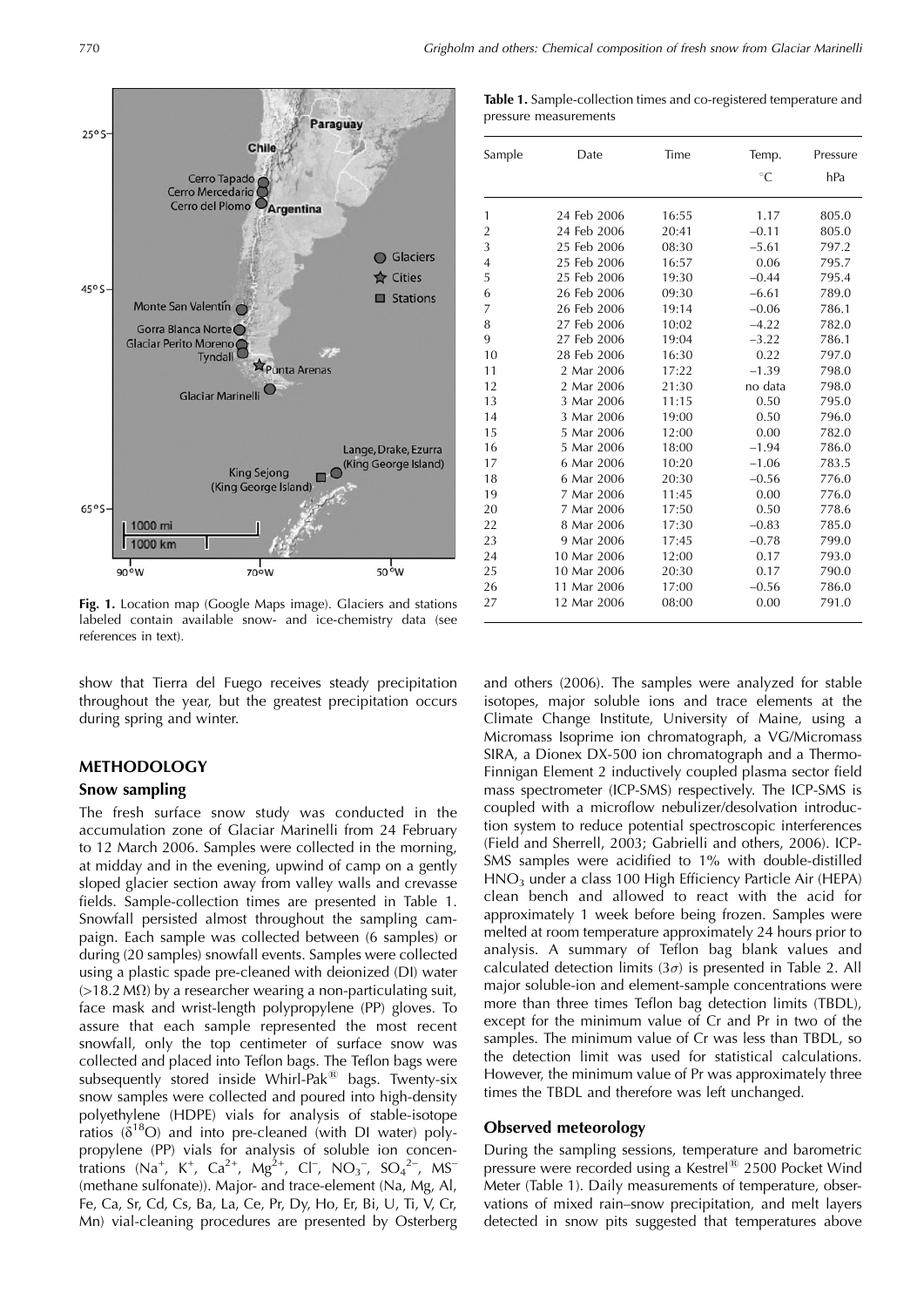Fig. 1. Location map (Google Maps image). Glaciers and stations labeled contain available snow- and ice-chemistry data (see references in text).

**Table 1.** Sample-collection times and co-registered temperature and pressure measurements

| Sample | Date | Time | Temp. °C | Pressure hPa |
|---|---|---|---|---|
| 1 | 24 Feb 2006 | 16:55 | 1.17 | 805.0 |
| 2 | 24 Feb 2006 | 20:41 | –0.11 | 805.0 |
| 3 | 25 Feb 2006 | 08:30 | –5.61 | 797.2 |
| 4 | 25 Feb 2006 | 16:57 | 0.06 | 795.7 |
| 5 | 25 Feb 2006 | 19:30 | –0.44 | 795.4 |
| 6 | 26 Feb 2006 | 09:30 | –6.61 | 789.0 |
| 7 | 26 Feb 2006 | 19:14 | –0.06 | 786.1 |
| 8 | 27 Feb 2006 | 10:02 | –4.22 | 782.0 |
| 9 | 27 Feb 2006 | 19:04 | –3.22 | 786.1 |
| 10 | 28 Feb 2006 | 16:30 | 0.22 | 797.0 |
| 11 | 2 Mar 2006 | 17:22 | –1.39 | 798.0 |
| 12 | 2 Mar 2006 | 21:30 | no data | 798.0 |
| 13 | 3 Mar 2006 | 11:15 | 0.50 | 795.0 |
| 14 | 3 Mar 2006 | 19:00 | 0.50 | 796.0 |
| 15 | 5 Mar 2006 | 12:00 | 0.00 | 782.0 |
| 16 | 5 Mar 2006 | 18:00 | –1.94 | 786.0 |
| 17 | 6 Mar 2006 | 10:20 | –1.06 | 783.5 |
| 18 | 6 Mar 2006 | 20:30 | –0.56 | 776.0 |
| 19 | 7 Mar 2006 | 11:45 | 0.00 | 776.0 |
| 20 | 7 Mar 2006 | 17:50 | 0.50 | 778.6 |
| 22 | 8 Mar 2006 | 17:30 | –0.83 | 785.0 |
| 23 | 9 Mar 2006 | 17:45 | –0.78 | 799.0 |
| 24 | 10 Mar 2006 | 12:00 | 0.17 | 793.0 |
| 25 | 10 Mar 2006 | 20:30 | 0.17 | 790.0 |
| 26 | 11 Mar 2006 | 17:00 | –0.56 | 786.0 |
| 27 | 12 Mar 2006 | 08:00 | 0.00 | 791.0 |

show that Tierra del Fuego receives steady precipitation throughout the year, but the greatest precipitation occurs during spring and winter.

## METHODOLOGY

### Snow sampling

The fresh surface snow study was conducted in the accumulation zone of Glaciar Marinelli from 24 February to 12 March 2006. Samples were collected in the morning, at midday and in the evening, upwind of camp on a gently sloped glacier section away from valley walls and crevasse fields. Sample-collection times are presented in Table 1. Snowfall persisted almost throughout the sampling campaign. Each sample was collected between (6 samples) or during (20 samples) snowfall events. Samples were collected using a plastic spade pre-cleaned with deionized (DI) water (>18.2 MΩ) by a researcher wearing a non-particulating suit, face mask and wrist-length polypropylene (PP) gloves. To assure that each sample represented the most recent snowfall, only the top centimeter of surface snow was collected and placed into Teflon bags. The Teflon bags were subsequently stored inside Whirl-Pak® bags. Twenty-six snow samples were collected and poured into high-density polyethylene (HDPE) vials for analysis of stable-isotope ratios ($\delta^{18}O$) and into pre-cleaned (with DI water) polypropylene (PP) vials for analysis of soluble ion concentrations ($Na^+$, $K^+$, $Ca^{2+}$, $Mg^{2+}$, $Cl^-$, $NO_3^-$, $SO_4^{2-}$, $MS^-$ (methane sulfonate)). Major- and trace-element (Na, Mg, Al, Fe, Ca, Sr, Cd, Cs, Ba, La, Ce, Pr, Dy, Ho, Er, Bi, U, Ti, V, Cr, Mn) vial-cleaning procedures are presented by Osterberg and others (2006). The samples were analyzed for stable isotopes, major soluble ions and trace elements at the Climate Change Institute, University of Maine, using a Micromass Isoprime ion chromatograph, a VG/Micromass SIRA, a Dionex DX-500 ion chromatograph and a Thermo-Finnigan Element 2 inductively coupled plasma sector field mass spectrometer (ICP-SMS) respectively. The ICP-SMS is coupled with a microflow nebulizer/desolvation introduction system to reduce potential spectroscopic interferences (Field and Sherrell, 2003; Gabrielli and others, 2006). ICP-SMS samples were acidified to 1% with double-distilled $HNO_3$ under a class 100 High Efficiency Particle Air (HEPA) clean bench and allowed to react with the acid for approximately 1 week before being frozen. Samples were melted at room temperature approximately 24 hours prior to analysis. A summary of Teflon bag blank values and calculated detection limits ($3\sigma$) is presented in Table 2. All major soluble-ion and element-sample concentrations were more than three times Teflon bag detection limits (TBDL), except for the minimum value of Cr and Pr in two of the samples. The minimum value of Cr was less than TBDL, so the detection limit was used for statistical calculations. However, the minimum value of Pr was approximately three times the TBDL and therefore was left unchanged.

### Observed meteorology

During the sampling sessions, temperature and barometric pressure were recorded using a Kestrel® 2500 Pocket Wind Meter (Table 1). Daily measurements of temperature, observations of mixed rain–snow precipitation, and melt layers detected in snow pits suggested that temperatures above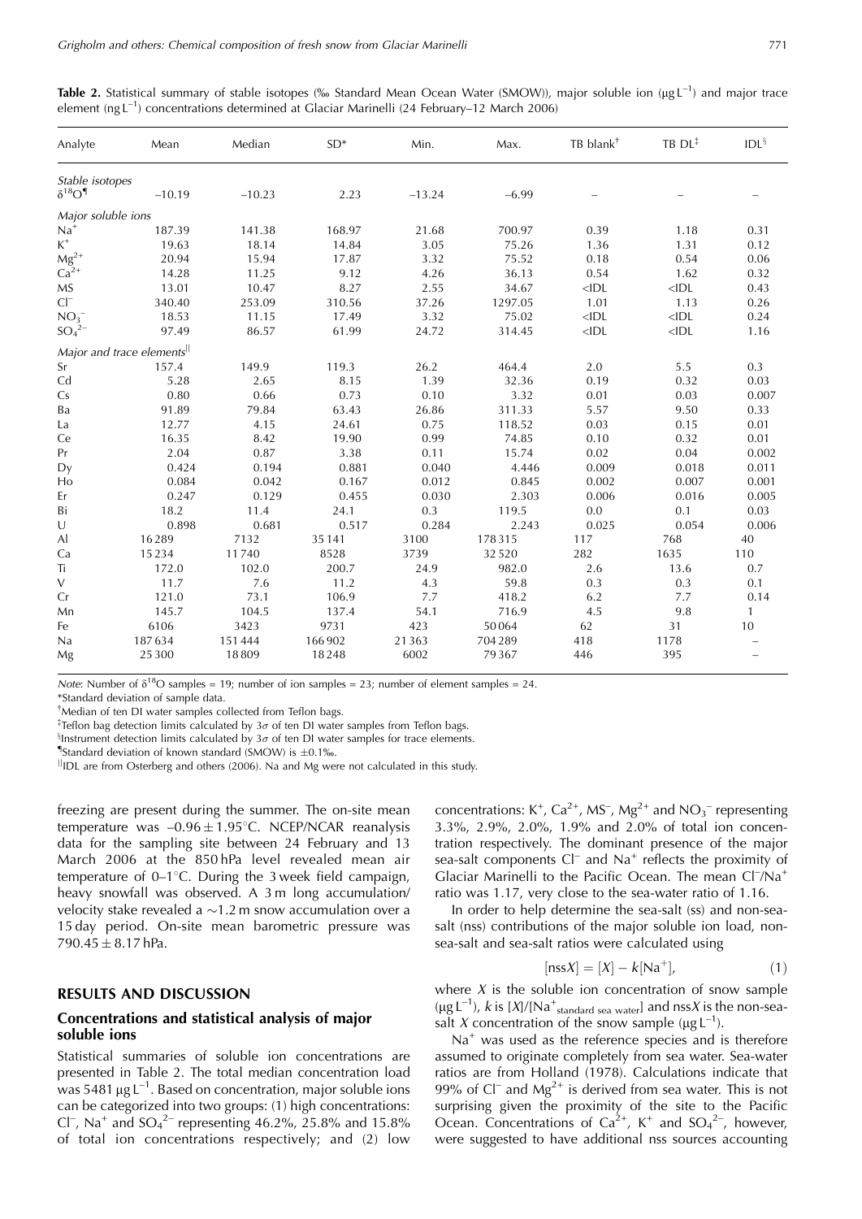**Table 2.** Statistical summary of stable isotopes (‰ Standard Mean Ocean Water (SMOW)), major soluble ion ($\mu g L^{-1}$) and major trace element ($ng L^{-1}$) concentrations determined at Glaciar Marinelli (24 February–12 March 2006)

| Analyte | Mean | Median | SD* | Min. | Max. | TB blank[†] | TB DL[‡] | IDL[§] |
|---|---|---|---|---|---|---|---|---|
| *Stable isotopes* | | | | | | | | |
| $\delta^{18}O$[¶] | −10.19 | −10.23 | 2.23 | −13.24 | −6.99 | – | – | – |
| *Major soluble ions* | | | | | | | | |
| $Na^+$ | 187.39 | 141.38 | 168.97 | 21.68 | 700.97 | 0.39 | 1.18 | 0.31 |
| $K^+$ | 19.63 | 18.14 | 14.84 | 3.05 | 75.26 | 1.36 | 1.31 | 0.12 |
| $Mg^{2+}$ | 20.94 | 15.94 | 17.87 | 3.32 | 75.52 | 0.18 | 0.54 | 0.06 |
| $Ca^{2+}$ | 14.28 | 11.25 | 9.12 | 4.26 | 36.13 | 0.54 | 1.62 | 0.32 |
| MS | 13.01 | 10.47 | 8.27 | 2.55 | 34.67 | <IDL | <IDL | 0.43 |
| $Cl^-$ | 340.40 | 253.09 | 310.56 | 37.26 | 1297.05 | 1.01 | 1.13 | 0.26 |
| $NO_3^-$ | 18.53 | 11.15 | 17.49 | 3.32 | 75.02 | <IDL | <IDL | 0.24 |
| $SO_4^{2-}$ | 97.49 | 86.57 | 61.99 | 24.72 | 314.45 | <IDL | <IDL | 1.16 |
| *Major and trace elements*[‖] | | | | | | | | |
| Sr | 157.4 | 149.9 | 119.3 | 26.2 | 464.4 | 2.0 | 5.5 | 0.3 |
| Cd | 5.28 | 2.65 | 8.15 | 1.39 | 32.36 | 0.19 | 0.32 | 0.03 |
| Cs | 0.80 | 0.66 | 0.73 | 0.10 | 3.32 | 0.01 | 0.03 | 0.007 |
| Ba | 91.89 | 79.84 | 63.43 | 26.86 | 311.33 | 5.57 | 9.50 | 0.33 |
| La | 12.77 | 4.15 | 24.61 | 0.75 | 118.52 | 0.03 | 0.15 | 0.01 |
| Ce | 16.35 | 8.42 | 19.90 | 0.99 | 74.85 | 0.10 | 0.32 | 0.01 |
| Pr | 2.04 | 0.87 | 3.38 | 0.11 | 15.74 | 0.02 | 0.04 | 0.002 |
| Dy | 0.424 | 0.194 | 0.881 | 0.040 | 4.446 | 0.009 | 0.018 | 0.011 |
| Ho | 0.084 | 0.042 | 0.167 | 0.012 | 0.845 | 0.002 | 0.007 | 0.001 |
| Er | 0.247 | 0.129 | 0.455 | 0.030 | 2.303 | 0.006 | 0.016 | 0.005 |
| Bi | 18.2 | 11.4 | 24.1 | 0.3 | 119.5 | 0.0 | 0.1 | 0.03 |
| U | 0.898 | 0.681 | 0.517 | 0.284 | 2.243 | 0.025 | 0.054 | 0.006 |
| Al | 16289 | 7132 | 35141 | 3100 | 178315 | 117 | 768 | 40 |
| Ca | 15234 | 11740 | 8528 | 3739 | 32520 | 282 | 1635 | 110 |
| Ti | 172.0 | 102.0 | 200.7 | 24.9 | 982.0 | 2.6 | 13.6 | 0.7 |
| V | 11.7 | 7.6 | 11.2 | 4.3 | 59.8 | 0.3 | 0.3 | 0.1 |
| Cr | 121.0 | 73.1 | 106.9 | 7.7 | 418.2 | 6.2 | 7.7 | 0.14 |
| Mn | 145.7 | 104.5 | 137.4 | 54.1 | 716.9 | 4.5 | 9.8 | 1 |
| Fe | 6106 | 3423 | 9731 | 423 | 50064 | 62 | 31 | 10 |
| Na | 187634 | 151444 | 166902 | 21363 | 704289 | 418 | 1178 | – |
| Mg | 25300 | 18809 | 18248 | 6002 | 79367 | 446 | 395 | – |

*Note*: Number of $\delta^{18}O$ samples = 19; number of ion samples = 23; number of element samples = 24.

*Standard deviation of sample data.

[†]Median of ten DI water samples collected from Teflon bags.

[‡]Teflon bag detection limits calculated by $3\sigma$ of ten DI water samples from Teflon bags.

[§]Instrument detection limits calculated by $3\sigma$ of ten DI water samples for trace elements.

[¶]Standard deviation of known standard (SMOW) is ±0.1‰.

[‖]IDL are from Osterberg and others (2006). Na and Mg were not calculated in this study.

freezing are present during the summer. The on-site mean temperature was −0.96 ± 1.95°C. NCEP/NCAR reanalysis data for the sampling site between 24 February and 13 March 2006 at the 850 hPa level revealed mean air temperature of 0–1°C. During the 3 week field campaign, heavy snowfall was observed. A 3 m long accumulation/velocity stake revealed a ~1.2 m snow accumulation over a 15 day period. On-site mean barometric pressure was 790.45 ± 8.17 hPa.

## RESULTS AND DISCUSSION

### Concentrations and statistical analysis of major soluble ions

Statistical summaries of soluble ion concentrations are presented in Table 2. The total median concentration load was 5481 $\mu g L^{-1}$. Based on concentration, major soluble ions can be categorized into two groups: (1) high concentrations: $Cl^-$, $Na^+$ and $SO_4^{2-}$ representing 46.2%, 25.8% and 15.8% of total ion concentrations respectively; and (2) low concentrations: $K^+$, $Ca^{2+}$, $MS^-$, $Mg^{2+}$ and $NO_3^-$ representing 3.3%, 2.9%, 2.0%, 1.9% and 2.0% of total ion concentration respectively. The dominant presence of the major sea-salt components $Cl^-$ and $Na^+$ reflects the proximity of Glaciar Marinelli to the Pacific Ocean. The mean $Cl^-/Na^+$ ratio was 1.17, very close to the sea-water ratio of 1.16.

In order to help determine the sea-salt (ss) and non-sea-salt (nss) contributions of the major soluble ion load, non-sea-salt and sea-salt ratios were calculated using

$$[\text{nss}X] = [X] - k[Na^+], \tag{1}$$

where $X$ is the soluble ion concentration of snow sample ($\mu g L^{-1}$), $k$ is $[X]/[Na^+_{\text{standard sea water}}]$ and nss$X$ is the non-sea-salt $X$ concentration of the snow sample ($\mu g L^{-1}$).

$Na^+$ was used as the reference species and is therefore assumed to originate completely from sea water. Sea-water ratios are from Holland (1978). Calculations indicate that 99% of $Cl^-$ and $Mg^{2+}$ is derived from sea water. This is not surprising given the proximity of the site to the Pacific Ocean. Concentrations of $Ca^{2+}$, $K^+$ and $SO_4^{2-}$, however, were suggested to have additional nss sources accounting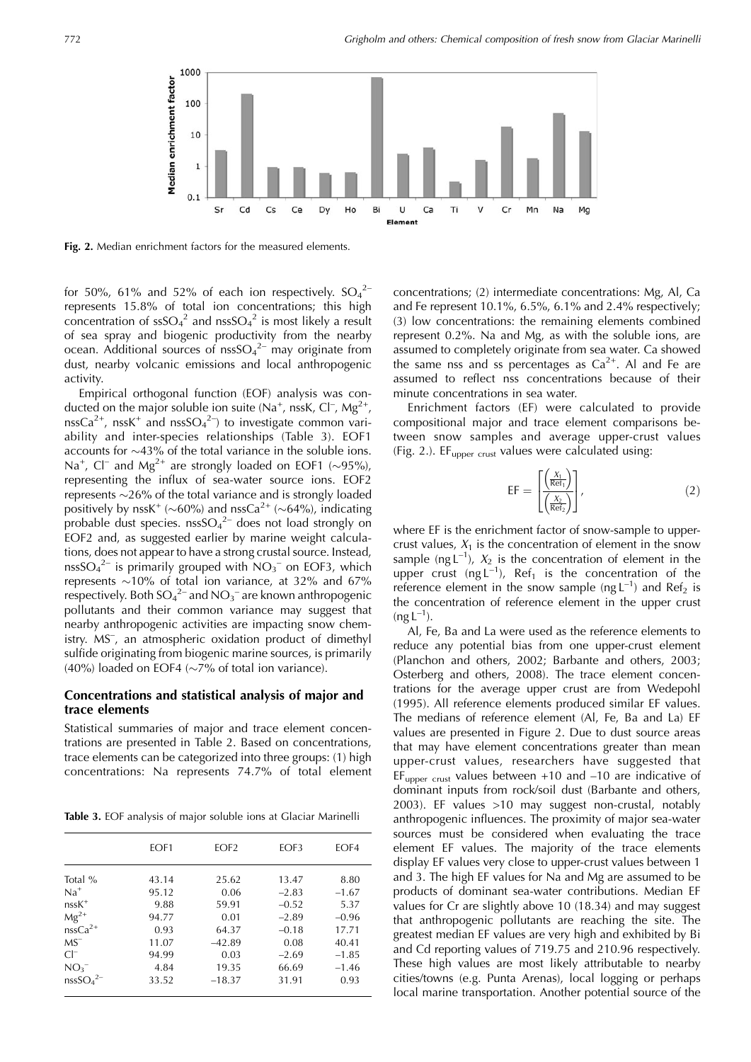**Fig. 2.** Median enrichment factors for the measured elements.

for 50%, 61% and 52% of each ion respectively. $SO_4^{2-}$ represents 15.8% of total ion concentrations; this high concentration of $ssSO_4^2$ and $nssSO_4^2$ is most likely a result of sea spray and biogenic productivity from the nearby ocean. Additional sources of $nssSO_4^{2-}$ may originate from dust, nearby volcanic emissions and local anthropogenic activity.

Empirical orthogonal function (EOF) analysis was conducted on the major soluble ion suite ($Na^+$, nssK, $Cl^-$, $Mg^{2+}$, $nssCa^{2+}$, $nssK^+$ and $nssSO_4^{2-}$) to investigate common variability and inter-species relationships (Table 3). EOF1 accounts for ~43% of the total variance in the soluble ions. $Na^+$, $Cl^-$ and $Mg^{2+}$ are strongly loaded on EOF1 (~95%), representing the influx of sea-water source ions. EOF2 represents ~26% of the total variance and is strongly loaded positively by $nssK^+$ (~60%) and $nssCa^{2+}$ (~64%), indicating probable dust species. $nssSO_4^{2-}$ does not load strongly on EOF2 and, as suggested earlier by marine weight calculations, does not appear to have a strong crustal source. Instead, $nssSO_4^{2-}$ is primarily grouped with $NO_3^-$ on EOF3, which represents ~10% of total ion variance, at 32% and 67% respectively. Both $SO_4^{2-}$ and $NO_3^-$ are known anthropogenic pollutants and their common variance may suggest that nearby anthropogenic activities are impacting snow chemistry. $MS^-$, an atmospheric oxidation product of dimethyl sulfide originating from biogenic marine sources, is primarily (40%) loaded on EOF4 (~7% of total ion variance).

## Concentrations and statistical analysis of major and trace elements

Statistical summaries of major and trace element concentrations are presented in Table 2. Based on concentrations, trace elements can be categorized into three groups: (1) high concentrations: Na represents 74.7% of total element concentrations; (2) intermediate concentrations: Mg, Al, Ca and Fe represent 10.1%, 6.5%, 6.1% and 2.4% respectively; (3) low concentrations: the remaining elements combined represent 0.2%. Na and Mg, as with the soluble ions, are assumed to completely originate from sea water. Ca showed the same nss and ss percentages as $Ca^{2+}$. Al and Fe are assumed to reflect nss concentrations because of their minute concentrations in sea water.

**Table 3.** EOF analysis of major soluble ions at Glaciar Marinelli

| | EOF1 | EOF2 | EOF3 | EOF4 |
|---|---|---|---|---|
| Total % | 43.14 | 25.62 | 13.47 | 8.80 |
| $Na^+$ | 95.12 | 0.06 | −2.83 | −1.67 |
| $nssK^+$ | 9.88 | 59.91 | −0.52 | 5.37 |
| $Mg^{2+}$ | 94.77 | 0.01 | −2.89 | −0.96 |
| $nssCa^{2+}$ | 0.93 | 64.37 | −0.18 | 17.71 |
| $MS^-$ | 11.07 | −42.89 | 0.08 | 40.41 |
| $Cl^-$ | 94.99 | 0.03 | −2.69 | −1.85 |
| $NO_3^-$ | 4.84 | 19.35 | 66.69 | −1.46 |
| $nssSO_4^{2-}$ | 33.52 | −18.37 | 31.91 | 0.93 |

Enrichment factors (EF) were calculated to provide compositional major and trace element comparisons between snow samples and average upper-crust values (Fig. 2.). $EF_{upper\ crust}$ values were calculated using:

$$EF = \left[\frac{\left(\frac{X_1}{Ref_1}\right)}{\left(\frac{X_2}{Ref_2}\right)}\right], \tag{2}$$

where EF is the enrichment factor of snow-sample to upper-crust values, $X_1$ is the concentration of element in the snow sample (ng $L^{-1}$), $X_2$ is the concentration of element in the upper crust (ng $L^{-1}$), $Ref_1$ is the concentration of the reference element in the snow sample (ng $L^{-1}$) and $Ref_2$ is the concentration of reference element in the upper crust (ng $L^{-1}$).

Al, Fe, Ba and La were used as the reference elements to reduce any potential bias from one upper-crust element (Planchon and others, 2002; Barbante and others, 2003; Osterberg and others, 2008). The trace element concentrations for the average upper crust are from Wedepohl (1995). All reference elements produced similar EF values. The medians of reference element (Al, Fe, Ba and La) EF values are presented in Figure 2. Due to dust source areas that may have element concentrations greater than mean upper-crust values, researchers have suggested that $EF_{upper\ crust}$ values between +10 and –10 are indicative of dominant inputs from rock/soil dust (Barbante and others, 2003). EF values >10 may suggest non-crustal, notably anthropogenic influences. The proximity of major sea-water sources must be considered when evaluating the trace element EF values. The majority of the trace elements display EF values very close to upper-crust values between 1 and 3. The high EF values for Na and Mg are assumed to be products of dominant sea-water contributions. Median EF values for Cr are slightly above 10 (18.34) and may suggest that anthropogenic pollutants are reaching the site. The greatest median EF values are very high and exhibited by Bi and Cd reporting values of 719.75 and 210.96 respectively. These high values are most likely attributable to nearby cities/towns (e.g. Punta Arenas), local logging or perhaps local marine transportation. Another potential source of the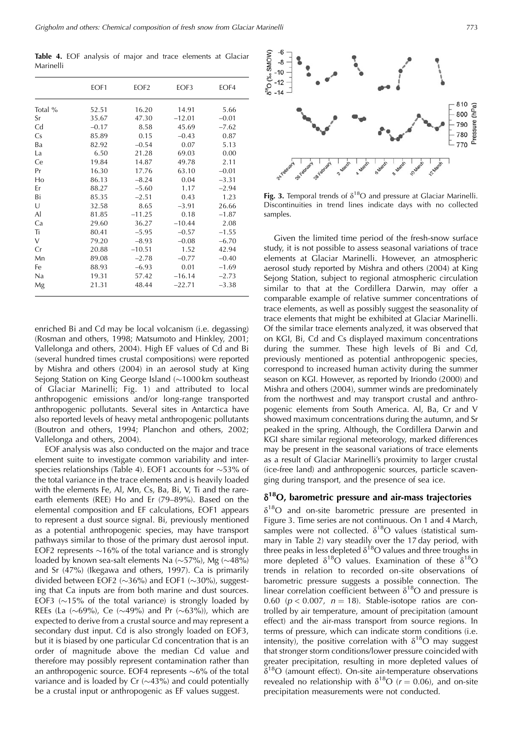**Table 4.** EOF analysis of major and trace elements at Glaciar Marinelli

| | EOF1 | EOF2 | EOF3 | EOF4 |
|---|---|---|---|---|
| Total % | 52.51 | 16.20 | 14.91 | 5.66 |
| Sr | 35.67 | 47.30 | −12.01 | −0.01 |
| Cd | −0.17 | 8.58 | 45.69 | −7.62 |
| Cs | 85.89 | 0.15 | −0.43 | 0.87 |
| Ba | 82.92 | −0.54 | 0.07 | 5.13 |
| La | 6.50 | 21.28 | 69.03 | 0.00 |
| Ce | 19.84 | 14.87 | 49.78 | 2.11 |
| Pr | 16.30 | 17.76 | 63.10 | −0.01 |
| Ho | 86.13 | −8.24 | 0.04 | −3.31 |
| Er | 88.27 | −5.60 | 1.17 | −2.94 |
| Bi | 85.35 | −2.51 | 0.43 | 1.23 |
| U | 32.58 | 8.65 | −3.91 | 26.66 |
| Al | 81.85 | −11.25 | 0.18 | −1.87 |
| Ca | 29.60 | 36.27 | −10.44 | 2.08 |
| Ti | 80.41 | −5.95 | −0.57 | −1.55 |
| V | 79.20 | −8.93 | −0.08 | −6.70 |
| Cr | 20.88 | −10.51 | 1.52 | 42.94 |
| Mn | 89.08 | −2.78 | −0.77 | −0.40 |
| Fe | 88.93 | −6.93 | 0.01 | −1.69 |
| Na | 19.31 | 57.42 | −16.14 | −2.73 |
| Mg | 21.31 | 48.44 | −22.71 | −3.38 |

enriched Bi and Cd may be local volcanism (i.e. degassing) (Rosman and others, 1998; Matsumoto and Hinkley, 2001; Vallelonga and others, 2004). High EF values of Cd and Bi (several hundred times crustal compositions) were reported by Mishra and others (2004) in an aerosol study at King Sejong Station on King George Island (~1000 km southeast of Glaciar Marinelli; Fig. 1) and attributed to local anthropogenic emissions and/or long-range transported anthropogenic pollutants. Several sites in Antarctica have also reported levels of heavy metal anthropogenic pollutants (Boutron and others, 1994; Planchon and others, 2002; Vallelonga and others, 2004).

EOF analysis was also conducted on the major and trace element suite to investigate common variability and interspecies relationships (Table 4). EOF1 accounts for ~53% of the total variance in the trace elements and is heavily loaded with the elements Fe, Al, Mn, Cs, Ba, Bi, V, Ti and the rare-earth elements (REE) Ho and Er (79–89%). Based on the elemental composition and EF calculations, EOF1 appears to represent a dust source signal. Bi, previously mentioned as a potential anthropogenic species, may have transport pathways similar to those of the primary dust aerosol input. EOF2 represents ~16% of the total variance and is strongly loaded by known sea-salt elements Na (~57%), Mg (~48%) and Sr (47%) (Ikegawa and others, 1997). Ca is primarily divided between EOF2 (~36%) and EOF1 (~30%), suggesting that Ca inputs are from both marine and dust sources. EOF3 (~15% of the total variance) is strongly loaded by REEs (La (~69%), Ce (~49%) and Pr (~63%)), which are expected to derive from a crustal source and may represent a secondary dust input. Cd is also strongly loaded on EOF3, but it is biased by one particular Cd concentration that is an order of magnitude above the median Cd value and therefore may possibly represent contamination rather than an anthropogenic source. EOF4 represents ~6% of the total variance and is loaded by Cr (~43%) and could potentially be a crustal input or anthropogenic as EF values suggest.

**Fig. 3.** Temporal trends of $\delta^{18}O$ and pressure at Glaciar Marinelli. Discontinuities in trend lines indicate days with no collected samples.

Given the limited time period of the fresh-snow surface study, it is not possible to assess seasonal variations of trace elements at Glaciar Marinelli. However, an atmospheric aerosol study reported by Mishra and others (2004) at King Sejong Station, subject to regional atmospheric circulation similar to that at the Cordillera Darwin, may offer a comparable example of relative summer concentrations of trace elements, as well as possibly suggest the seasonality of trace elements that might be exhibited at Glaciar Marinelli. Of the similar trace elements analyzed, it was observed that on KGI, Bi, Cd and Cs displayed maximum concentrations during the summer. These high levels of Bi and Cd, previously mentioned as potential anthropogenic species, correspond to increased human activity during the summer season on KGI. However, as reported by Iriondo (2000) and Mishra and others (2004), summer winds are predominately from the northwest and may transport crustal and anthropogenic elements from South America. Al, Ba, Cr and V showed maximum concentrations during the autumn, and Sr peaked in the spring. Although, the Cordillera Darwin and KGI share similar regional meteorology, marked differences may be present in the seasonal variations of trace elements as a result of Glaciar Marinelli's proximity to larger crustal (ice-free land) and anthropogenic sources, particle scavenging during transport, and the presence of sea ice.

## $\delta^{18}O$, barometric pressure and air-mass trajectories

$\delta^{18}O$ and on-site barometric pressure are presented in Figure 3. Time series are not continuous. On 1 and 4 March, samples were not collected. $\delta^{18}O$ values (statistical summary in Table 2) vary steadily over the 17 day period, with three peaks in less depleted $\delta^{18}O$ values and three troughs in more depleted $\delta^{18}O$ values. Examination of these $\delta^{18}O$ trends in relation to recorded on-site observations of barometric pressure suggests a possible connection. The linear correlation coefficient between $\delta^{18}O$ and pressure is 0.60 ($p < 0.007$, $n = 18$). Stable-isotope ratios are controlled by air temperature, amount of precipitation (amount effect) and the air-mass transport from source regions. In terms of pressure, which can indicate storm conditions (i.e. intensity), the positive correlation with $\delta^{18}O$ may suggest that stronger storm conditions/lower pressure coincided with greater precipitation, resulting in more depleted values of $\delta^{18}O$ (amount effect). On-site air-temperature observations revealed no relationship with $\delta^{18}O$ ($r = 0.06$), and on-site precipitation measurements were not conducted.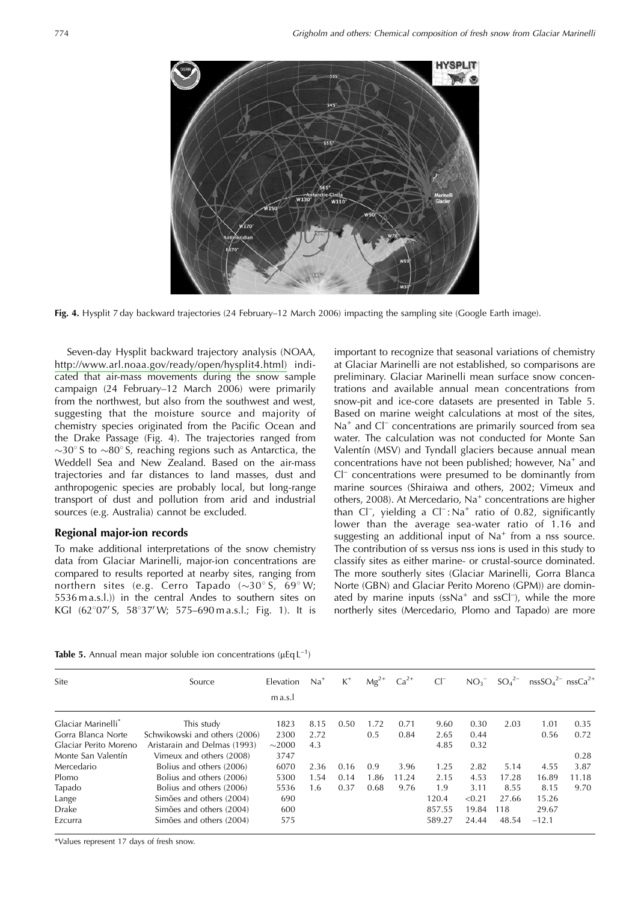**Fig. 4.** Hysplit 7 day backward trajectories (24 February–12 March 2006) impacting the sampling site (Google Earth image).

Seven-day Hysplit backward trajectory analysis (NOAA, http://www.arl.noaa.gov/ready/open/hysplit4.html) indicated that air-mass movements during the snow sample campaign (24 February–12 March 2006) were primarily from the northwest, but also from the southwest and west, suggesting that the moisture source and majority of chemistry species originated from the Pacific Ocean and the Drake Passage (Fig. 4). The trajectories ranged from ~30° S to ~80° S, reaching regions such as Antarctica, the Weddell Sea and New Zealand. Based on the air-mass trajectories and far distances to land masses, dust and anthropogenic species are probably local, but long-range transport of dust and pollution from arid and industrial sources (e.g. Australia) cannot be excluded.

## Regional major-ion records

To make additional interpretations of the snow chemistry data from Glaciar Marinelli, major-ion concentrations are compared to results reported at nearby sites, ranging from northern sites (e.g. Cerro Tapado (~30° S, 69° W; 5536 m a.s.l.)) in the central Andes to southern sites on KGI (62°07′ S, 58°37′ W; 575–690 m a.s.l.; Fig. 1). It is important to recognize that seasonal variations of chemistry at Glaciar Marinelli are not established, so comparisons are preliminary. Glaciar Marinelli mean surface snow concentrations and available annual mean concentrations from snow-pit and ice-core datasets are presented in Table 5. Based on marine weight calculations at most of the sites, $Na^+$ and $Cl^-$ concentrations are primarily sourced from sea water. The calculation was not conducted for Monte San Valentín (MSV) and Tyndall glaciers because annual mean concentrations have not been published; however, $Na^+$ and $Cl^-$ concentrations were presumed to be dominantly from marine sources (Shiraiwa and others, 2002; Vimeux and others, 2008). At Mercedario, $Na^+$ concentrations are higher than $Cl^-$, yielding a $Cl^-:Na^+$ ratio of 0.82, significantly lower than the average sea-water ratio of 1.16 and suggesting an additional input of $Na^+$ from a nss source. The contribution of ss versus nss ions is used in this study to classify sites as either marine- or crustal-source dominated. The more southerly sites (Glaciar Marinelli, Gorra Blanca Norte (GBN) and Glaciar Perito Moreno (GPM)) are dominated by marine inputs ($ssNa^+$ and $ssCl^-$), while the more northerly sites (Mercedario, Plomo and Tapado) are more

**Table 5.** Annual mean major soluble ion concentrations ($\mu Eq\,L^{-1}$)

| Site | Source | Elevation m a.s.l | $Na^+$ | $K^+$ | $Mg^{2+}$ | $Ca^{2+}$ | $Cl^-$ | $NO_3^-$ | $SO_4^{2-}$ | $nssSO_4^{2-}$ | $nssCa^{2+}$ |
|---|---|---|---|---|---|---|---|---|---|---|---|
| Glaciar Marinelli* | This study | 1823 | 8.15 | 0.50 | 1.72 | 0.71 | 9.60 | 0.30 | 2.03 | 1.01 | 0.35 |
| Gorra Blanca Norte | Schwikowski and others (2006) | 2300 | 2.72 | | 0.5 | 0.84 | 2.65 | 0.44 | | 0.56 | 0.72 |
| Glaciar Perito Moreno | Aristarain and Delmas (1993) | ~2000 | 4.3 | | | | 4.85 | 0.32 | | | |
| Monte San Valentín | Vimeux and others (2008) | 3747 | | | | | | | | | 0.28 |
| Mercedario | Bolius and others (2006) | 6070 | 2.36 | 0.16 | 0.9 | 3.96 | 1.25 | 2.82 | 5.14 | 4.55 | 3.87 |
| Plomo | Bolius and others (2006) | 5300 | 1.54 | 0.14 | 1.86 | 11.24 | 2.15 | 4.53 | 17.28 | 16.89 | 11.18 |
| Tapado | Bolius and others (2006) | 5536 | 1.6 | 0.37 | 0.68 | 9.76 | 1.9 | 3.11 | 8.55 | 8.15 | 9.70 |
| Lange | Simões and others (2004) | 690 | | | | | 120.4 | <0.21 | 27.66 | 15.26 | |
| Drake | Simões and others (2004) | 600 | | | | | 857.55 | 19.84 | 118 | 29.67 | |
| Ezcurra | Simões and others (2004) | 575 | | | | | 589.27 | 24.44 | 48.54 | −12.1 | |

*Values represent 17 days of fresh snow.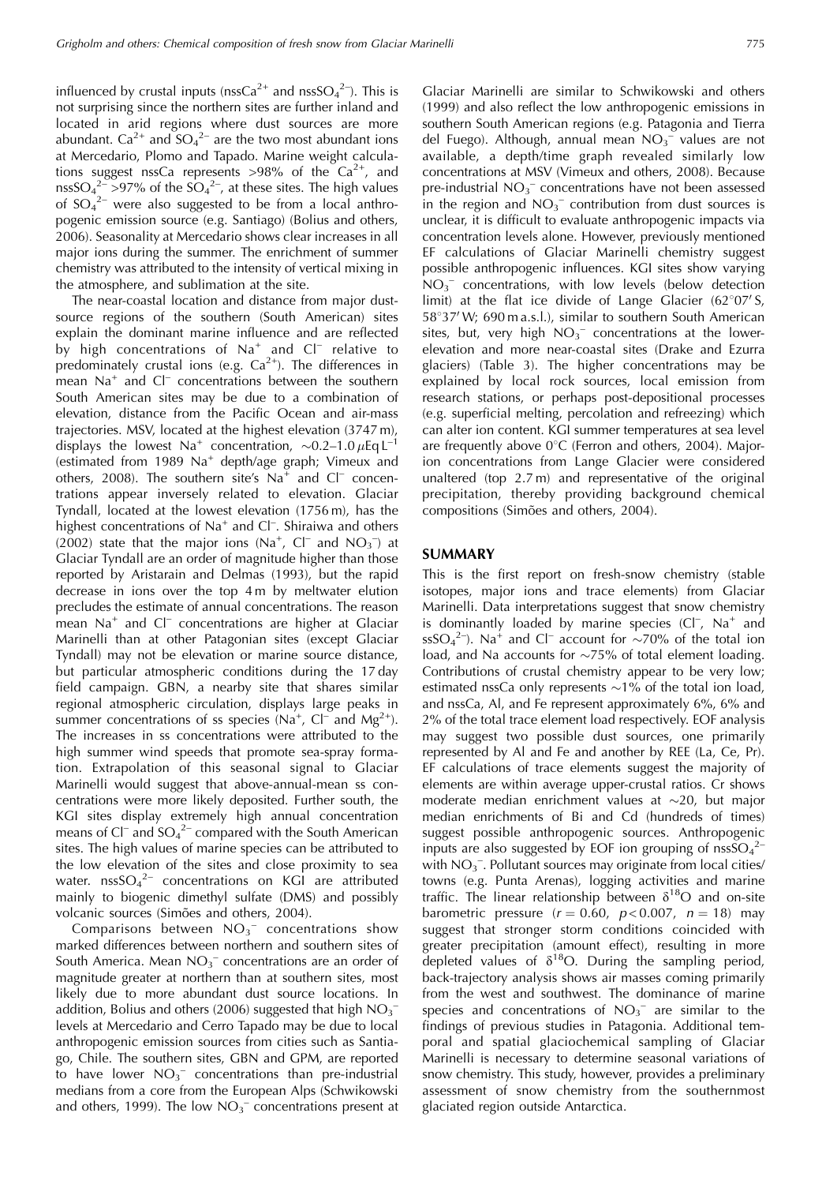influenced by crustal inputs ($nssCa^{2+}$ and $nssSO_4^{2-}$). This is not surprising since the northern sites are further inland and located in arid regions where dust sources are more abundant. $Ca^{2+}$ and $SO_4^{2-}$ are the two most abundant ions at Mercedario, Plomo and Tapado. Marine weight calculations suggest nssCa represents >98% of the $Ca^{2+}$, and $nssSO_4^{2-}$ >97% of the $SO_4^{2-}$, at these sites. The high values of $SO_4^{2-}$ were also suggested to be from a local anthropogenic emission source (e.g. Santiago) (Bolius and others, 2006). Seasonality at Mercedario shows clear increases in all major ions during the summer. The enrichment of summer chemistry was attributed to the intensity of vertical mixing in the atmosphere, and sublimation at the site.

The near-coastal location and distance from major dust-source regions of the southern (South American) sites explain the dominant marine influence and are reflected by high concentrations of $Na^+$ and $Cl^-$ relative to predominately crustal ions (e.g. $Ca^{2+}$). The differences in mean $Na^+$ and $Cl^-$ concentrations between the southern South American sites may be due to a combination of elevation, distance from the Pacific Ocean and air-mass trajectories. MSV, located at the highest elevation (3747 m), displays the lowest $Na^+$ concentration, ~0.2–1.0 $\mu$Eq L$^{-1}$ (estimated from 1989 $Na^+$ depth/age graph; Vimeux and others, 2008). The southern site's $Na^+$ and $Cl^-$ concentrations appear inversely related to elevation. Glaciar Tyndall, located at the lowest elevation (1756 m), has the highest concentrations of $Na^+$ and $Cl^-$. Shiraiwa and others (2002) state that the major ions ($Na^+$, $Cl^-$ and $NO_3^-$) at Glaciar Tyndall are an order of magnitude higher than those reported by Aristarain and Delmas (1993), but the rapid decrease in ions over the top 4 m by meltwater elution precludes the estimate of annual concentrations. The reason mean $Na^+$ and $Cl^-$ concentrations are higher at Glaciar Marinelli than at other Patagonian sites (except Glaciar Tyndall) may not be elevation or marine source distance, but particular atmospheric conditions during the 17 day field campaign. GBN, a nearby site that shares similar regional atmospheric circulation, displays large peaks in summer concentrations of ss species ($Na^+$, $Cl^-$ and $Mg^{2+}$). The increases in ss concentrations were attributed to the high summer wind speeds that promote sea-spray formation. Extrapolation of this seasonal signal to Glaciar Marinelli would suggest that above-annual-mean ss concentrations were more likely deposited. Further south, the KGI sites display extremely high annual concentration means of $Cl^-$ and $SO_4^{2-}$ compared with the South American sites. The high values of marine species can be attributed to the low elevation of the sites and close proximity to sea water. $nssSO_4^{2-}$ concentrations on KGI are attributed mainly to biogenic dimethyl sulfate (DMS) and possibly volcanic sources (Simões and others, 2004).

Comparisons between $NO_3^-$ concentrations show marked differences between northern and southern sites of South America. Mean $NO_3^-$ concentrations are an order of magnitude greater at northern than at southern sites, most likely due to more abundant dust source locations. In addition, Bolius and others (2006) suggested that high $NO_3^-$ levels at Mercedario and Cerro Tapado may be due to local anthropogenic emission sources from cities such as Santiago, Chile. The southern sites, GBN and GPM, are reported to have lower $NO_3^-$ concentrations than pre-industrial medians from a core from the European Alps (Schwikowski and others, 1999). The low $NO_3^-$ concentrations present at Glaciar Marinelli are similar to Schwikowski and others (1999) and also reflect the low anthropogenic emissions in southern South American regions (e.g. Patagonia and Tierra del Fuego). Although, annual mean $NO_3^-$ values are not available, a depth/time graph revealed similarly low concentrations at MSV (Vimeux and others, 2008). Because pre-industrial $NO_3^-$ concentrations have not been assessed in the region and $NO_3^-$ contribution from dust sources is unclear, it is difficult to evaluate anthropogenic impacts via concentration levels alone. However, previously mentioned EF calculations of Glaciar Marinelli chemistry suggest possible anthropogenic influences. KGI sites show varying $NO_3^-$ concentrations, with low levels (below detection limit) at the flat ice divide of Lange Glacier (62°07′ S, 58°37′ W; 690 m a.s.l.), similar to southern South American sites, but, very high $NO_3^-$ concentrations at the lower-elevation and more near-coastal sites (Drake and Ezurra glaciers) (Table 3). The higher concentrations may be explained by local rock sources, local emission from research stations, or perhaps post-depositional processes (e.g. superficial melting, percolation and refreezing) which can alter ion content. KGI summer temperatures at sea level are frequently above 0°C (Ferron and others, 2004). Major-ion concentrations from Lange Glacier were considered unaltered (top 2.7 m) and representative of the original precipitation, thereby providing background chemical compositions (Simões and others, 2004).

## SUMMARY

This is the first report on fresh-snow chemistry (stable isotopes, major ions and trace elements) from Glaciar Marinelli. Data interpretations suggest that snow chemistry is dominantly loaded by marine species ($Cl^-$, $Na^+$ and $ssSO_4^{2-}$). $Na^+$ and $Cl^-$ account for ~70% of the total ion load, and Na accounts for ~75% of total element loading. Contributions of crustal chemistry appear to be very low; estimated nssCa only represents ~1% of the total ion load, and nssCa, Al, and Fe represent approximately 6%, 6% and 2% of the total trace element load respectively. EOF analysis may suggest two possible dust sources, one primarily represented by Al and Fe and another by REE (La, Ce, Pr). EF calculations of trace elements suggest the majority of elements are within average upper-crustal ratios. Cr shows moderate median enrichment values at ~20, but major median enrichments of Bi and Cd (hundreds of times) suggest possible anthropogenic sources. Anthropogenic inputs are also suggested by EOF ion grouping of $nssSO_4^{2-}$ with $NO_3^-$. Pollutant sources may originate from local cities/towns (e.g. Punta Arenas), logging activities and marine traffic. The linear relationship between $\delta^{18}O$ and on-site barometric pressure ($r = 0.60$, $p < 0.007$, $n = 18$) may suggest that stronger storm conditions coincided with greater precipitation (amount effect), resulting in more depleted values of $\delta^{18}O$. During the sampling period, back-trajectory analysis shows air masses coming primarily from the west and southwest. The dominance of marine species and concentrations of $NO_3^-$ are similar to the findings of previous studies in Patagonia. Additional temporal and spatial glaciochemical sampling of Glaciar Marinelli is necessary to determine seasonal variations of snow chemistry. This study, however, provides a preliminary assessment of snow chemistry from the southernmost glaciated region outside Antarctica.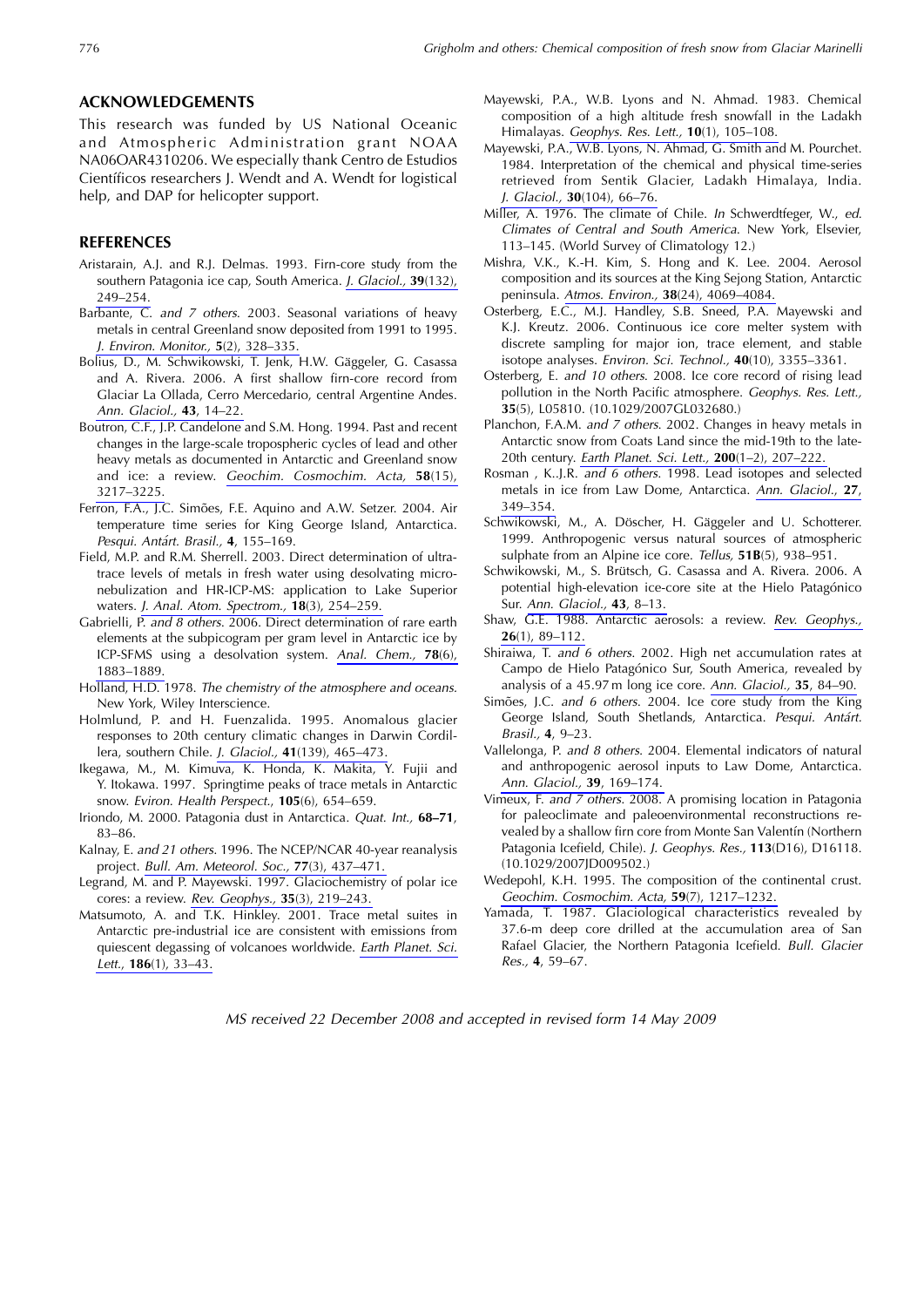## ACKNOWLEDGEMENTS

This research was funded by US National Oceanic and Atmospheric Administration grant NOAA NA06OAR4310206. We especially thank Centro de Estudios Científicos researchers J. Wendt and A. Wendt for logistical help, and DAP for helicopter support.

## REFERENCES

Aristarain, A.J. and R.J. Delmas. 1993. Firn-core study from the southern Patagonia ice cap, South America. *J. Glaciol.,* **39**(132), 249–254.

Barbante, C. *and 7 others.* 2003. Seasonal variations of heavy metals in central Greenland snow deposited from 1991 to 1995. *J. Environ. Monitor.,* **5**(2), 328–335.

Bolius, D., M. Schwikowski, T. Jenk, H.W. Gäggeler, G. Casassa and A. Rivera. 2006. A first shallow firn-core record from Glaciar La Ollada, Cerro Mercedario, central Argentine Andes. *Ann. Glaciol.,* **43**, 14–22.

Boutron, C.F., J.P. Candelone and S.M. Hong. 1994. Past and recent changes in the large-scale tropospheric cycles of lead and other heavy metals as documented in Antarctic and Greenland snow and ice: a review. *Geochim. Cosmochim. Acta,* **58**(15), 3217–3225.

Ferron, F.A., J.C. Simões, F.E. Aquino and A.W. Setzer. 2004. Air temperature time series for King George Island, Antarctica. *Pesqui. Antárt. Brasil.,* **4**, 155–169.

Field, M.P. and R.M. Sherrell. 2003. Direct determination of ultra-trace levels of metals in fresh water using desolvating micro-nebulization and HR-ICP-MS: application to Lake Superior waters. *J. Anal. Atom. Spectrom.,* **18**(3), 254–259.

Gabrielli, P. *and 8 others.* 2006. Direct determination of rare earth elements at the subpicogram per gram level in Antarctic ice by ICP-SFMS using a desolvation system. *Anal. Chem.,* **78**(6), 1883–1889.

Holland, H.D. 1978. *The chemistry of the atmosphere and oceans.* New York, Wiley Interscience.

Holmlund, P. and H. Fuenzalida. 1995. Anomalous glacier responses to 20th century climatic changes in Darwin Cordillera, southern Chile. *J. Glaciol.,* **41**(139), 465–473.

Ikegawa, M., M. Kimuva, K. Honda, K. Makita, Y. Fujii and Y. Itokawa. 1997. Springtime peaks of trace metals in Antarctic snow. *Eviron. Health Perspect.,* **105**(6), 654–659.

Iriondo, M. 2000. Patagonia dust in Antarctica. *Quat. Int.,* **68–71**, 83–86.

Kalnay, E. *and 21 others.* 1996. The NCEP/NCAR 40-year reanalysis project. *Bull. Am. Meteorol. Soc.,* **77**(3), 437–471.

Legrand, M. and P. Mayewski. 1997. Glaciochemistry of polar ice cores: a review. *Rev. Geophys.,* **35**(3), 219–243.

Matsumoto, A. and T.K. Hinkley. 2001. Trace metal suites in Antarctic pre-industrial ice are consistent with emissions from quiescent degassing of volcanoes worldwide. *Earth Planet. Sci. Lett.,* **186**(1), 33–43.

Mayewski, P.A., W.B. Lyons and N. Ahmad. 1983. Chemical composition of a high altitude fresh snowfall in the Ladakh Himalayas. *Geophys. Res. Lett.,* **10**(1), 105–108.

Mayewski, P.A., W.B. Lyons, N. Ahmad, G. Smith and M. Pourchet. 1984. Interpretation of the chemical and physical time-series retrieved from Sentik Glacier, Ladakh Himalaya, India. *J. Glaciol.,* **30**(104), 66–76.

Miller, A. 1976. The climate of Chile. *In* Schwerdtfeger, W., *ed. Climates of Central and South America.* New York, Elsevier, 113–145. (World Survey of Climatology 12.)

Mishra, V.K., K.-H. Kim, S. Hong and K. Lee. 2004. Aerosol composition and its sources at the King Sejong Station, Antarctic peninsula. *Atmos. Environ.,* **38**(24), 4069–4084.

Osterberg, E.C., M.J. Handley, S.B. Sneed, P.A. Mayewski and K.J. Kreutz. 2006. Continuous ice core melter system with discrete sampling for major ion, trace element, and stable isotope analyses. *Environ. Sci. Technol.,* **40**(10), 3355–3361.

Osterberg, E. *and 10 others.* 2008. Ice core record of rising lead pollution in the North Pacific atmosphere. *Geophys. Res. Lett.,* **35**(5), L05810. (10.1029/2007GL032680.)

Planchon, F.A.M. *and 7 others.* 2002. Changes in heavy metals in Antarctic snow from Coats Land since the mid-19th to the late-20th century. *Earth Planet. Sci. Lett.,* **200**(1–2), 207–222.

Rosman , K..J.R. *and 6 others.* 1998. Lead isotopes and selected metals in ice from Law Dome, Antarctica. *Ann. Glaciol.,* **27**, 349–354.

Schwikowski, M., A. Döscher, H. Gäggeler and U. Schotterer. 1999. Anthropogenic versus natural sources of atmospheric sulphate from an Alpine ice core. *Tellus,* **51B**(5), 938–951.

Schwikowski, M., S. Brütsch, G. Casassa and A. Rivera. 2006. A potential high-elevation ice-core site at the Hielo Patagónico Sur. *Ann. Glaciol.,* **43**, 8–13.

Shaw, G.E. 1988. Antarctic aerosols: a review. *Rev. Geophys.,* **26**(1), 89–112.

Shiraiwa, T. *and 6 others.* 2002. High net accumulation rates at Campo de Hielo Patagónico Sur, South America, revealed by analysis of a 45.97 m long ice core. *Ann. Glaciol.,* **35**, 84–90.

Simões, J.C. *and 6 others.* 2004. Ice core study from the King George Island, South Shetlands, Antarctica. *Pesqui. Antárt. Brasil.,* **4**, 9–23.

Vallelonga, P. *and 8 others.* 2004. Elemental indicators of natural and anthropogenic aerosol inputs to Law Dome, Antarctica. *Ann. Glaciol.,* **39**, 169–174.

Vimeux, F. *and 7 others.* 2008. A promising location in Patagonia for paleoclimate and paleoenvironmental reconstructions revealed by a shallow firn core from Monte San Valentín (Northern Patagonia Icefield, Chile). *J. Geophys. Res.,* **113**(D16), D16118. (10.1029/2007JD009502.)

Wedepohl, K.H. 1995. The composition of the continental crust. *Geochim. Cosmochim. Acta,* **59**(7), 1217–1232.

Yamada, T. 1987. Glaciological characteristics revealed by 37.6-m deep core drilled at the accumulation area of San Rafael Glacier, the Northern Patagonia Icefield. *Bull. Glacier Res.,* **4**, 59–67.

*MS received 22 December 2008 and accepted in revised form 14 May 2009*